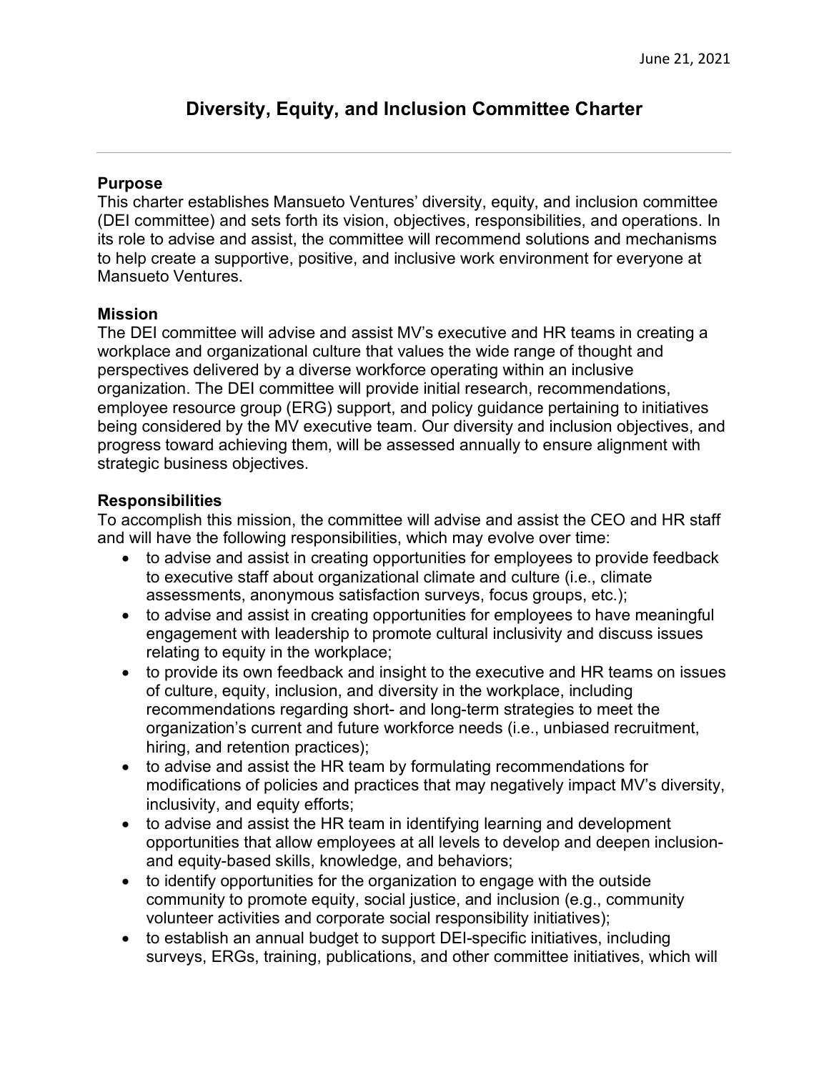June 21, 2021

# Diversity, Equity, and Inclusion Committee Charter

---

### Purpose

This charter establishes Mansueto Ventures' diversity, equity, and inclusion committee (DEI committee) and sets forth its vision, objectives, responsibilities, and operations. In its role to advise and assist, the committee will recommend solutions and mechanisms to help create a supportive, positive, and inclusive work environment for everyone at Mansueto Ventures.

### Mission

The DEI committee will advise and assist MV's executive and HR teams in creating a workplace and organizational culture that values the wide range of thought and perspectives delivered by a diverse workforce operating within an inclusive organization. The DEI committee will provide initial research, recommendations, employee resource group (ERG) support, and policy guidance pertaining to initiatives being considered by the MV executive team. Our diversity and inclusion objectives, and progress toward achieving them, will be assessed annually to ensure alignment with strategic business objectives.

### Responsibilities

To accomplish this mission, the committee will advise and assist the CEO and HR staff and will have the following responsibilities, which may evolve over time:

- to advise and assist in creating opportunities for employees to provide feedback to executive staff about organizational climate and culture (i.e., climate assessments, anonymous satisfaction surveys, focus groups, etc.);
- to advise and assist in creating opportunities for employees to have meaningful engagement with leadership to promote cultural inclusivity and discuss issues relating to equity in the workplace;
- to provide its own feedback and insight to the executive and HR teams on issues of culture, equity, inclusion, and diversity in the workplace, including recommendations regarding short- and long-term strategies to meet the organization's current and future workforce needs (i.e., unbiased recruitment, hiring, and retention practices);
- to advise and assist the HR team by formulating recommendations for modifications of policies and practices that may negatively impact MV's diversity, inclusivity, and equity efforts;
- to advise and assist the HR team in identifying learning and development opportunities that allow employees at all levels to develop and deepen inclusion- and equity-based skills, knowledge, and behaviors;
- to identify opportunities for the organization to engage with the outside community to promote equity, social justice, and inclusion (e.g., community volunteer activities and corporate social responsibility initiatives);
- to establish an annual budget to support DEI-specific initiatives, including surveys, ERGs, training, publications, and other committee initiatives, which will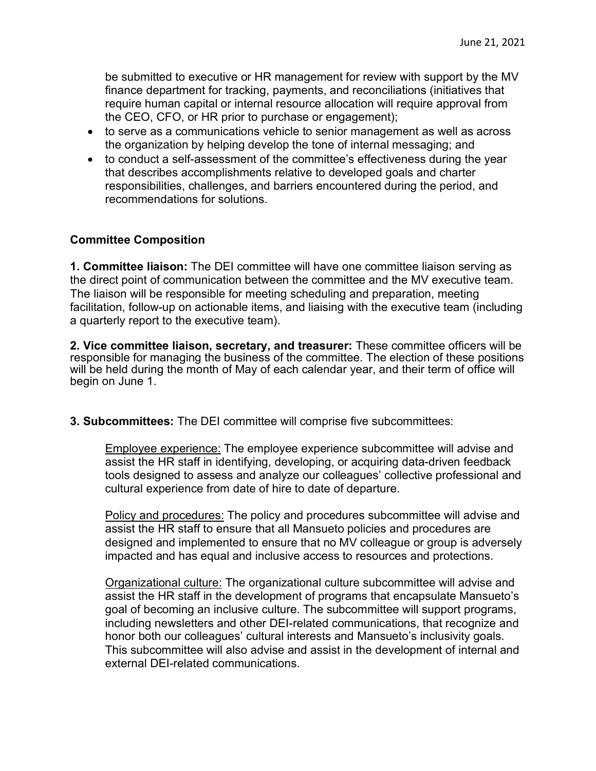be submitted to executive or HR management for review with support by the MV finance department for tracking, payments, and reconciliations (initiatives that require human capital or internal resource allocation will require approval from the CEO, CFO, or HR prior to purchase or engagement);

- to serve as a communications vehicle to senior management as well as across the organization by helping develop the tone of internal messaging; and
- to conduct a self-assessment of the committee's effectiveness during the year that describes accomplishments relative to developed goals and charter responsibilities, challenges, and barriers encountered during the period, and recommendations for solutions.

**Committee Composition**

**1. Committee liaison:** The DEI committee will have one committee liaison serving as the direct point of communication between the committee and the MV executive team. The liaison will be responsible for meeting scheduling and preparation, meeting facilitation, follow-up on actionable items, and liaising with the executive team (including a quarterly report to the executive team).

**2. Vice committee liaison, secretary, and treasurer:** These committee officers will be responsible for managing the business of the committee. The election of these positions will be held during the month of May of each calendar year, and their term of office will begin on June 1.

**3. Subcommittees:** The DEI committee will comprise five subcommittees:

<u>Employee experience:</u> The employee experience subcommittee will advise and assist the HR staff in identifying, developing, or acquiring data-driven feedback tools designed to assess and analyze our colleagues' collective professional and cultural experience from date of hire to date of departure.

<u>Policy and procedures:</u> The policy and procedures subcommittee will advise and assist the HR staff to ensure that all Mansueto policies and procedures are designed and implemented to ensure that no MV colleague or group is adversely impacted and has equal and inclusive access to resources and protections.

<u>Organizational culture:</u> The organizational culture subcommittee will advise and assist the HR staff in the development of programs that encapsulate Mansueto's goal of becoming an inclusive culture. The subcommittee will support programs, including newsletters and other DEI-related communications, that recognize and honor both our colleagues' cultural interests and Mansueto's inclusivity goals. This subcommittee will also advise and assist in the development of internal and external DEI-related communications.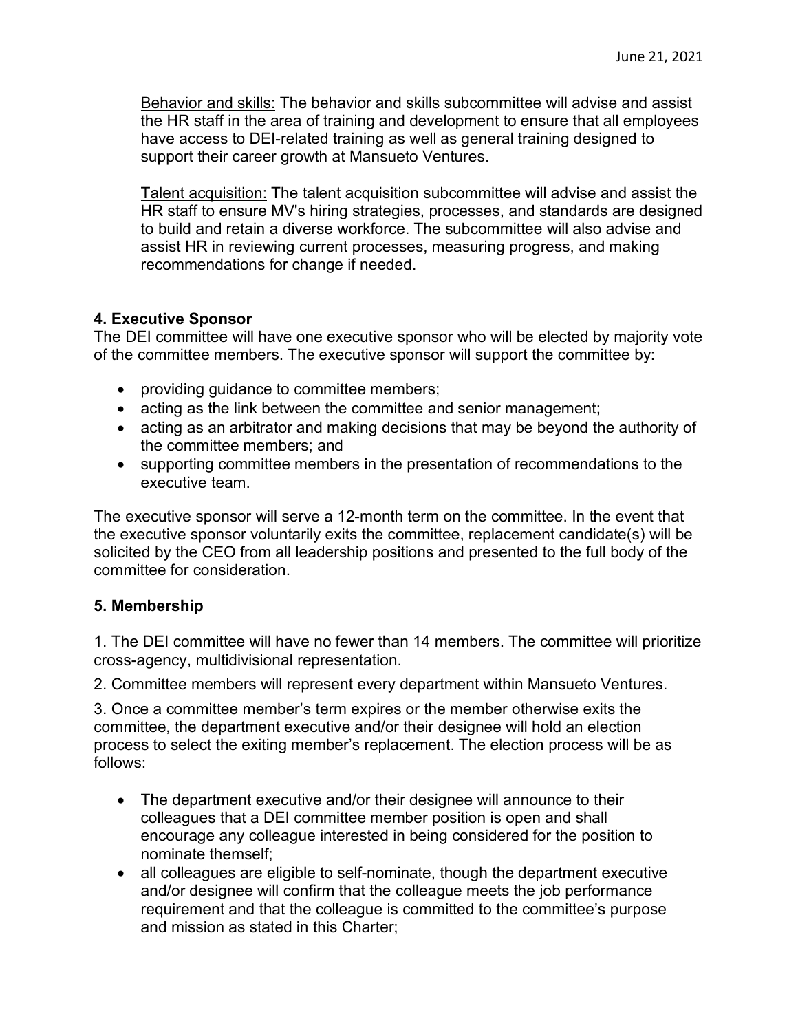Behavior and skills: The behavior and skills subcommittee will advise and assist the HR staff in the area of training and development to ensure that all employees have access to DEI-related training as well as general training designed to support their career growth at Mansueto Ventures.

Talent acquisition: The talent acquisition subcommittee will advise and assist the HR staff to ensure MV's hiring strategies, processes, and standards are designed to build and retain a diverse workforce. The subcommittee will also advise and assist HR in reviewing current processes, measuring progress, and making recommendations for change if needed.

**4. Executive Sponsor**

The DEI committee will have one executive sponsor who will be elected by majority vote of the committee members. The executive sponsor will support the committee by:

- providing guidance to committee members;
- acting as the link between the committee and senior management;
- acting as an arbitrator and making decisions that may be beyond the authority of the committee members; and
- supporting committee members in the presentation of recommendations to the executive team.

The executive sponsor will serve a 12-month term on the committee. In the event that the executive sponsor voluntarily exits the committee, replacement candidate(s) will be solicited by the CEO from all leadership positions and presented to the full body of the committee for consideration.

**5. Membership**

1. The DEI committee will have no fewer than 14 members. The committee will prioritize cross-agency, multidivisional representation.

2. Committee members will represent every department within Mansueto Ventures.

3. Once a committee member's term expires or the member otherwise exits the committee, the department executive and/or their designee will hold an election process to select the exiting member's replacement. The election process will be as follows:

- The department executive and/or their designee will announce to their colleagues that a DEI committee member position is open and shall encourage any colleague interested in being considered for the position to nominate themself;
- all colleagues are eligible to self-nominate, though the department executive and/or designee will confirm that the colleague meets the job performance requirement and that the colleague is committed to the committee's purpose and mission as stated in this Charter;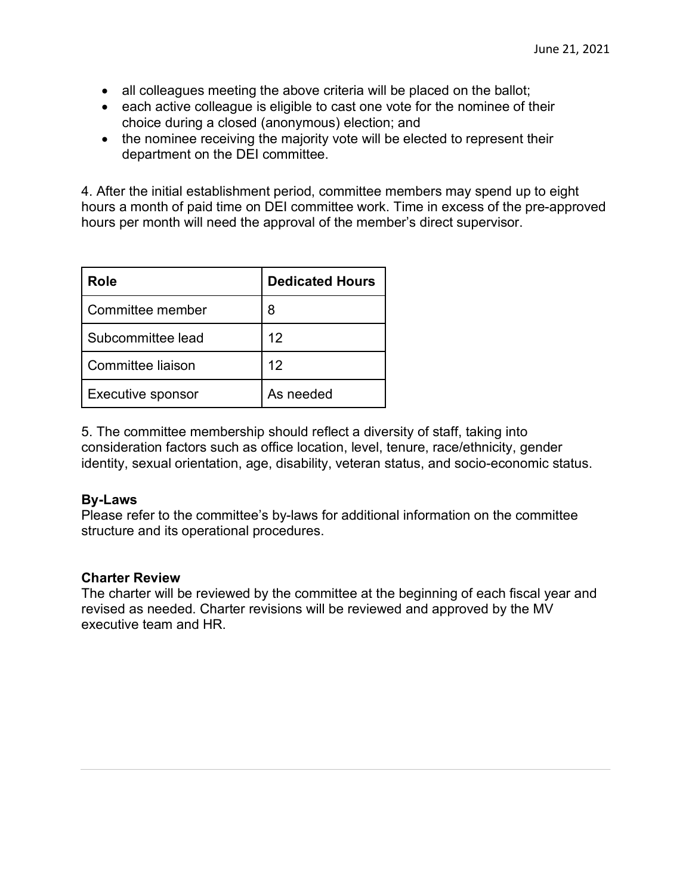- all colleagues meeting the above criteria will be placed on the ballot;
- each active colleague is eligible to cast one vote for the nominee of their choice during a closed (anonymous) election; and
- the nominee receiving the majority vote will be elected to represent their department on the DEI committee.

4. After the initial establishment period, committee members may spend up to eight hours a month of paid time on DEI committee work. Time in excess of the pre-approved hours per month will need the approval of the member's direct supervisor.

| Role | Dedicated Hours |
| --- | --- |
| Committee member | 8 |
| Subcommittee lead | 12 |
| Committee liaison | 12 |
| Executive sponsor | As needed |

5. The committee membership should reflect a diversity of staff, taking into consideration factors such as office location, level, tenure, race/ethnicity, gender identity, sexual orientation, age, disability, veteran status, and socio-economic status.

**By-Laws**
Please refer to the committee's by-laws for additional information on the committee structure and its operational procedures.

**Charter Review**
The charter will be reviewed by the committee at the beginning of each fiscal year and revised as needed. Charter revisions will be reviewed and approved by the MV executive team and HR.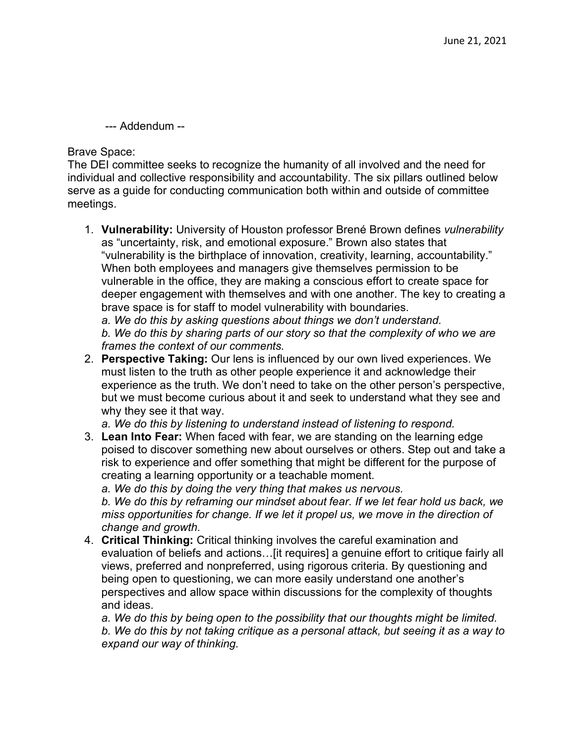June 21, 2021

--- Addendum --

Brave Space:
The DEI committee seeks to recognize the humanity of all involved and the need for individual and collective responsibility and accountability. The six pillars outlined below serve as a guide for conducting communication both within and outside of committee meetings.

1. **Vulnerability:** University of Houston professor Brené Brown defines *vulnerability* as "uncertainty, risk, and emotional exposure." Brown also states that "vulnerability is the birthplace of innovation, creativity, learning, accountability." When both employees and managers give themselves permission to be vulnerable in the office, they are making a conscious effort to create space for deeper engagement with themselves and with one another. The key to creating a brave space is for staff to model vulnerability with boundaries.
   *a. We do this by asking questions about things we don't understand.*
   *b. We do this by sharing parts of our story so that the complexity of who we are frames the context of our comments.*
2. **Perspective Taking:** Our lens is influenced by our own lived experiences. We must listen to the truth as other people experience it and acknowledge their experience as the truth. We don't need to take on the other person's perspective, but we must become curious about it and seek to understand what they see and why they see it that way.
   *a. We do this by listening to understand instead of listening to respond.*
3. **Lean Into Fear:** When faced with fear, we are standing on the learning edge poised to discover something new about ourselves or others. Step out and take a risk to experience and offer something that might be different for the purpose of creating a learning opportunity or a teachable moment.
   *a. We do this by doing the very thing that makes us nervous.*
   *b. We do this by reframing our mindset about fear. If we let fear hold us back, we miss opportunities for change. If we let it propel us, we move in the direction of change and growth.*
4. **Critical Thinking:** Critical thinking involves the careful examination and evaluation of beliefs and actions…[it requires] a genuine effort to critique fairly all views, preferred and nonpreferred, using rigorous criteria. By questioning and being open to questioning, we can more easily understand one another's perspectives and allow space within discussions for the complexity of thoughts and ideas.
   *a. We do this by being open to the possibility that our thoughts might be limited.*
   *b. We do this by not taking critique as a personal attack, but seeing it as a way to expand our way of thinking.*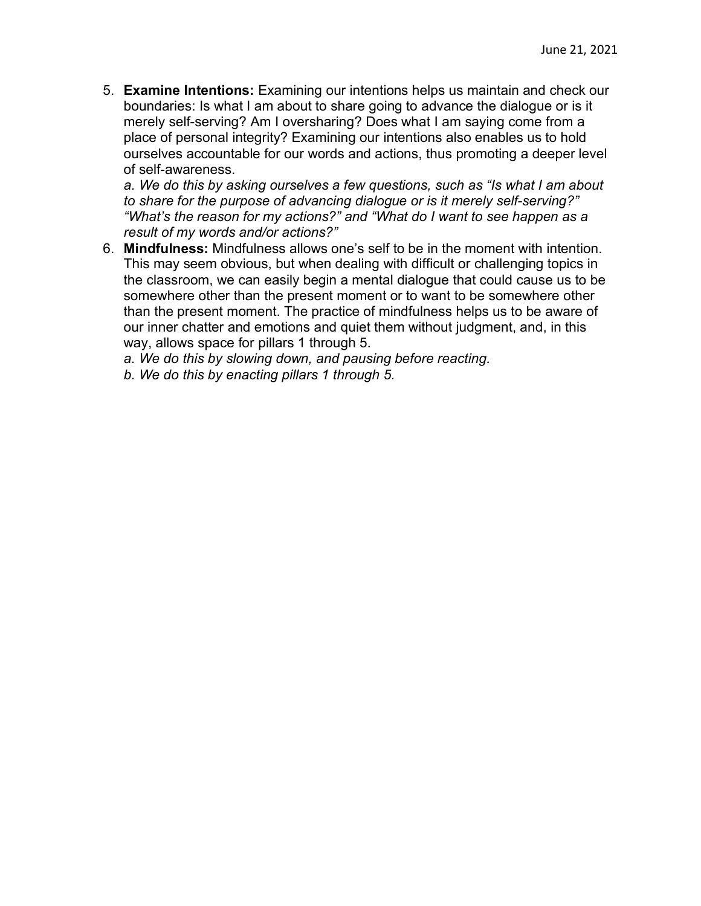5. **Examine Intentions:** Examining our intentions helps us maintain and check our boundaries: Is what I am about to share going to advance the dialogue or is it merely self-serving? Am I oversharing? Does what I am saying come from a place of personal integrity? Examining our intentions also enables us to hold ourselves accountable for our words and actions, thus promoting a deeper level of self-awareness.
   *a. We do this by asking ourselves a few questions, such as "Is what I am about to share for the purpose of advancing dialogue or is it merely self-serving?" "What's the reason for my actions?" and "What do I want to see happen as a result of my words and/or actions?"*
6. **Mindfulness:** Mindfulness allows one's self to be in the moment with intention. This may seem obvious, but when dealing with difficult or challenging topics in the classroom, we can easily begin a mental dialogue that could cause us to be somewhere other than the present moment or to want to be somewhere other than the present moment. The practice of mindfulness helps us to be aware of our inner chatter and emotions and quiet them without judgment, and, in this way, allows space for pillars 1 through 5.
   *a. We do this by slowing down, and pausing before reacting.*
   *b. We do this by enacting pillars 1 through 5.*